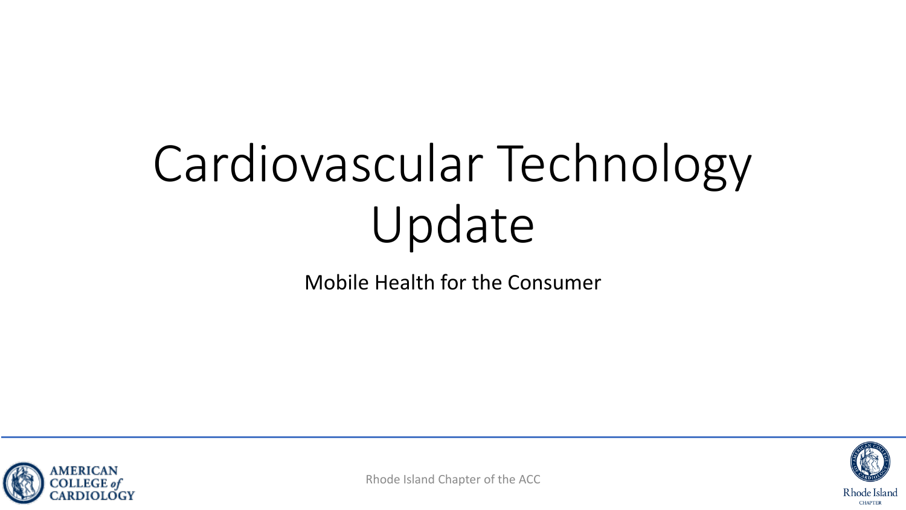# Cardiovascular Technology Update

Mobile Health for the Consumer

Rhode Island Chapter of the ACC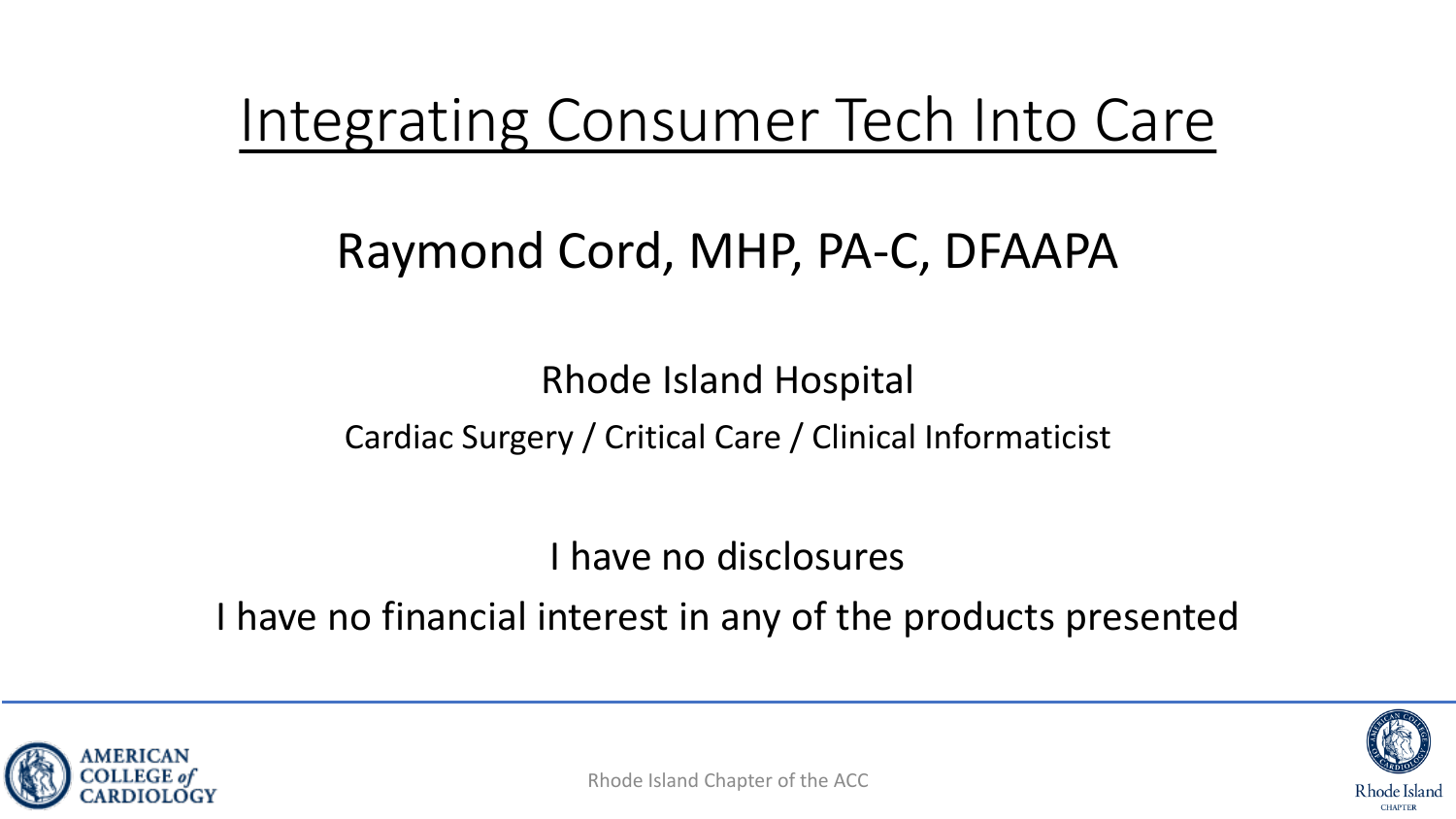# Integrating Consumer Tech Into Care

## Raymond Cord, MHP, PA-C, DFAAPA

Rhode Island Hospital

Cardiac Surgery / Critical Care / Clinical Informaticist

I have no disclosures

I have no financial interest in any of the products presented

AMERICAN COLLEGE *of* CARDIOLOGY

Rhode Island Chapter of the ACC

Rhode Island CHAPTER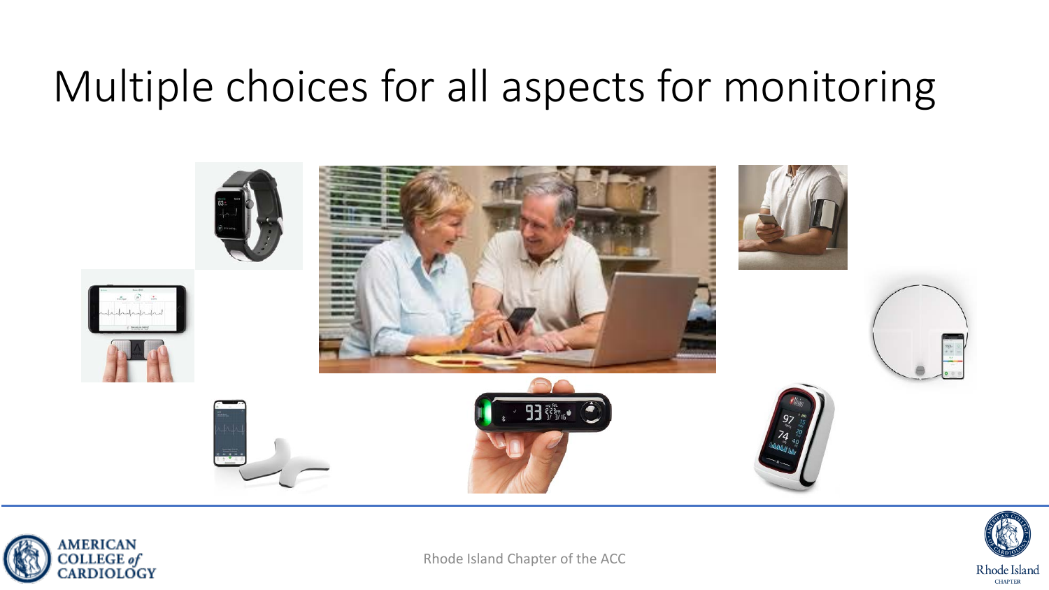# Multiple choices for all aspects for monitoring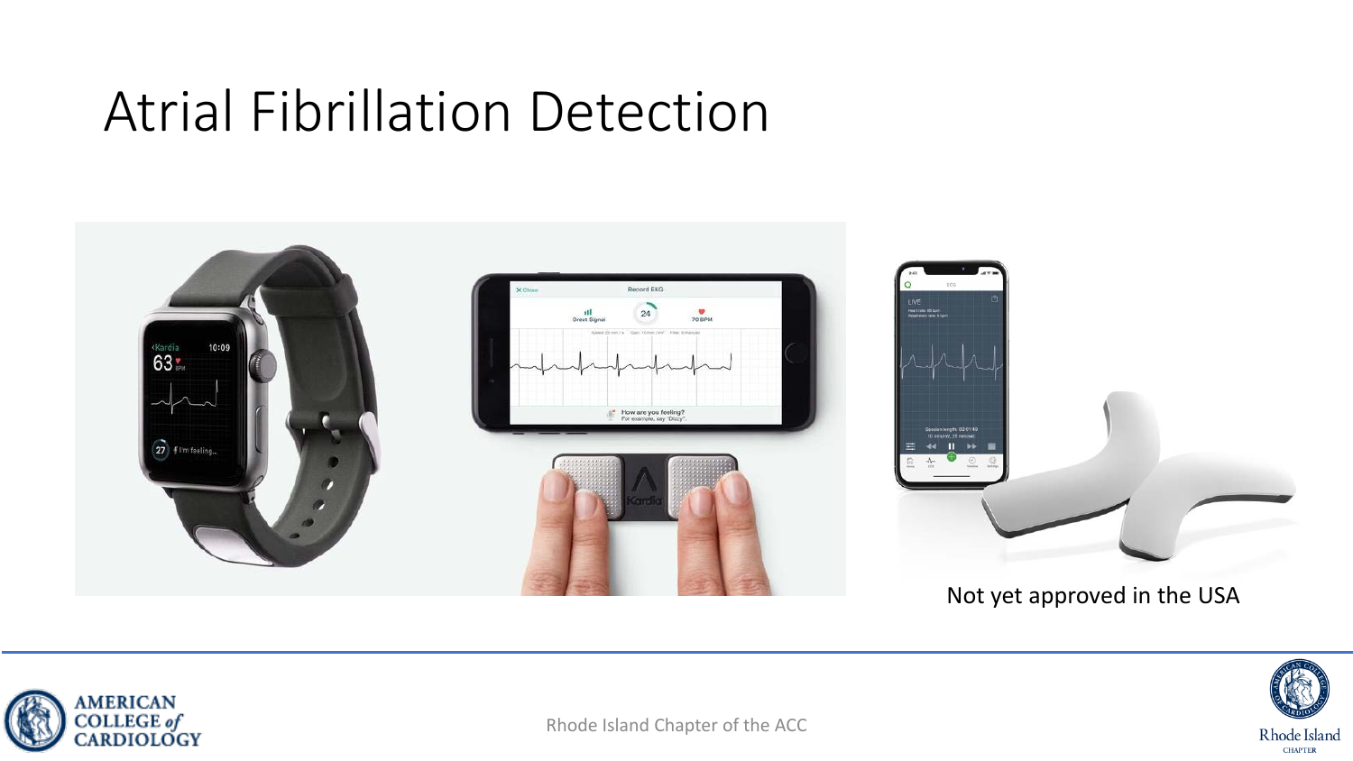# Atrial Fibrillation Detection

Not yet approved in the USA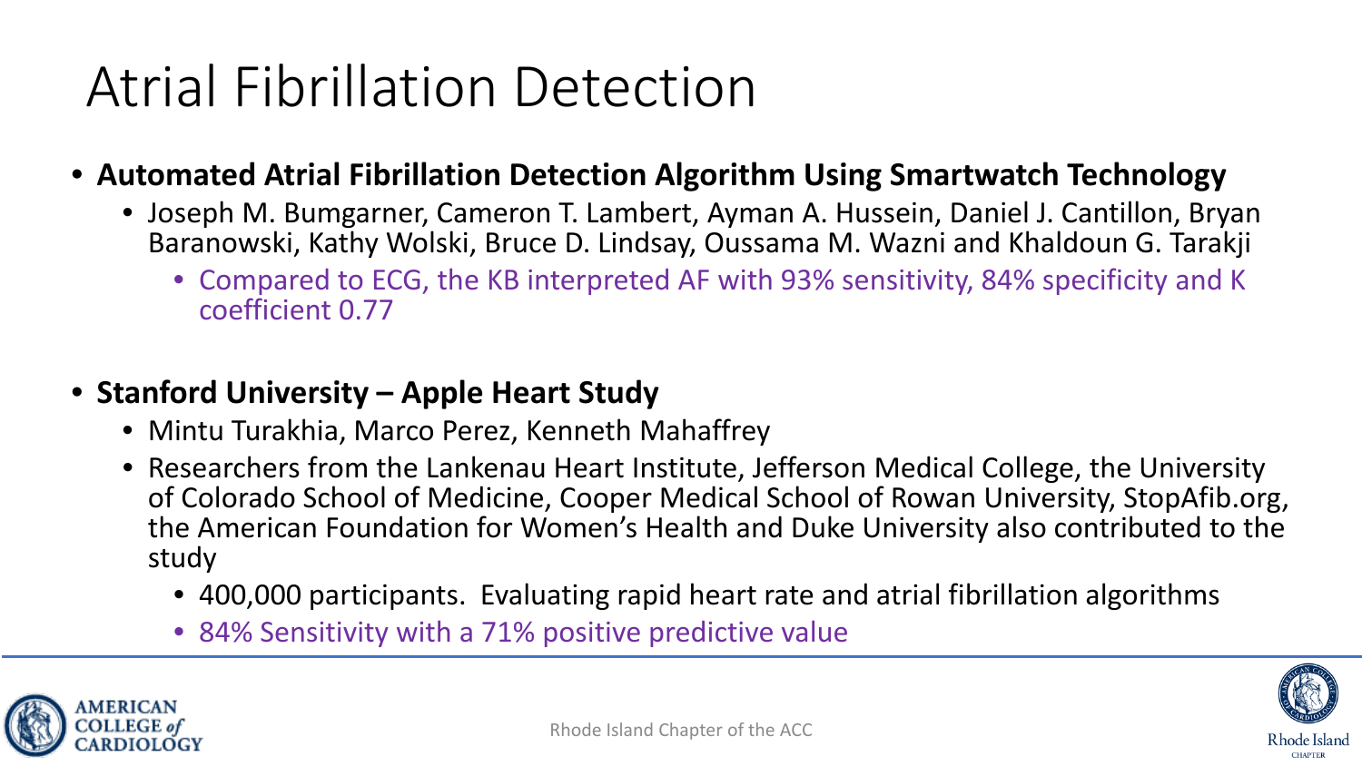# Atrial Fibrillation Detection

- **Automated Atrial Fibrillation Detection Algorithm Using Smartwatch Technology**
  - Joseph M. Bumgarner, Cameron T. Lambert, Ayman A. Hussein, Daniel J. Cantillon, Bryan Baranowski, Kathy Wolski, Bruce D. Lindsay, Oussama M. Wazni and Khaldoun G. Tarakji
    - Compared to ECG, the KB interpreted AF with 93% sensitivity, 84% specificity and K coefficient 0.77

- **Stanford University – Apple Heart Study**
  - Mintu Turakhia, Marco Perez, Kenneth Mahaffrey
  - Researchers from the Lankenau Heart Institute, Jefferson Medical College, the University of Colorado School of Medicine, Cooper Medical School of Rowan University, StopAfib.org, the American Foundation for Women's Health and Duke University also contributed to the study
    - 400,000 participants. Evaluating rapid heart rate and atrial fibrillation algorithms
    - 84% Sensitivity with a 71% positive predictive value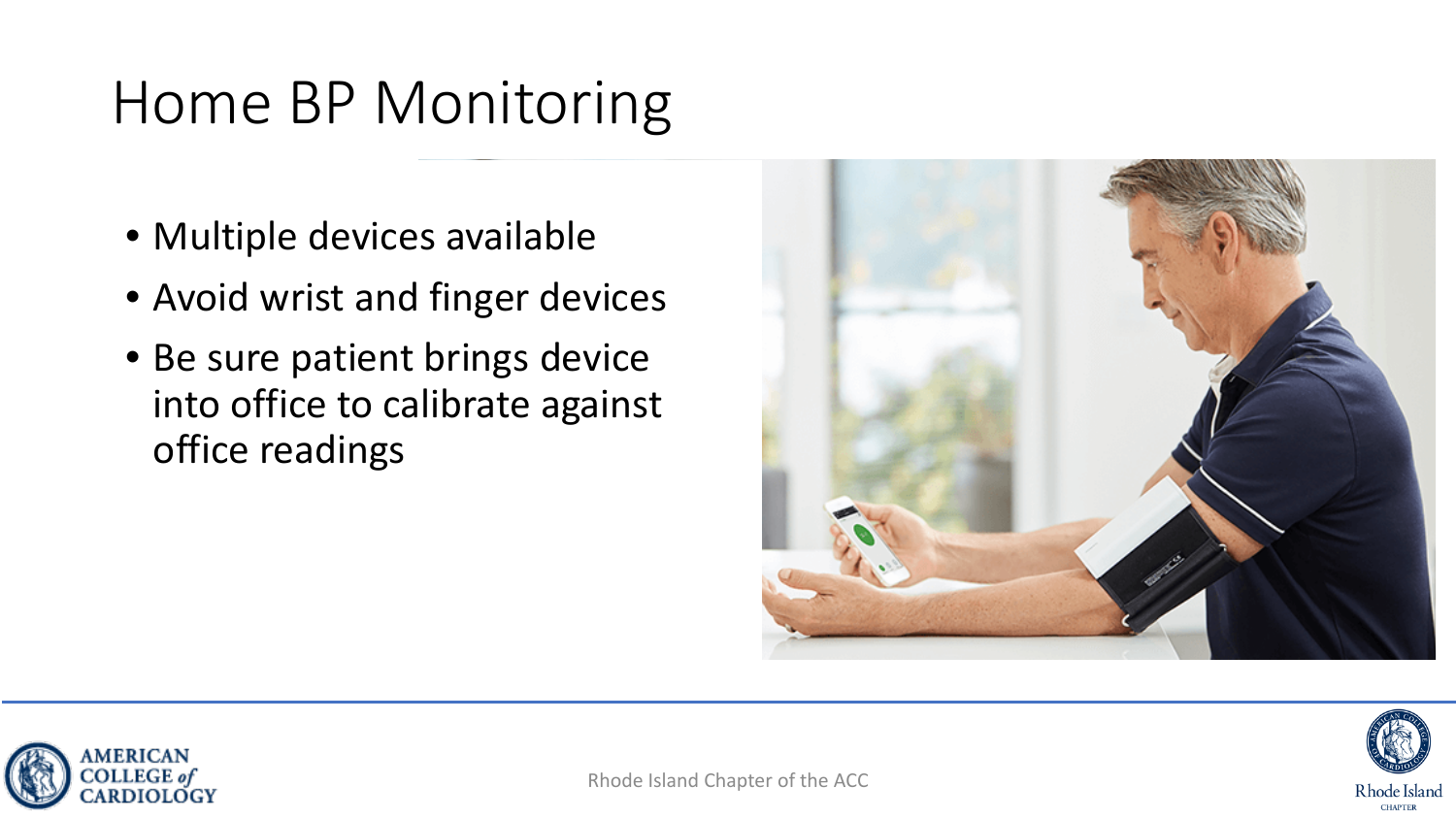# Home BP Monitoring

- Multiple devices available
- Avoid wrist and finger devices
- Be sure patient brings device into office to calibrate against office readings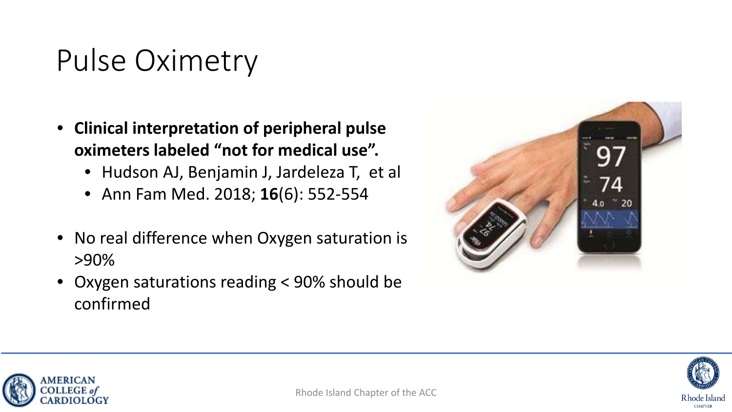# Pulse Oximetry

- **Clinical interpretation of peripheral pulse oximeters labeled "not for medical use".**
  - Hudson AJ, Benjamin J, Jardeleza T, et al
  - Ann Fam Med. 2018; **16**(6): 552-554
- No real difference when Oxygen saturation is >90%
- Oxygen saturations reading < 90% should be confirmed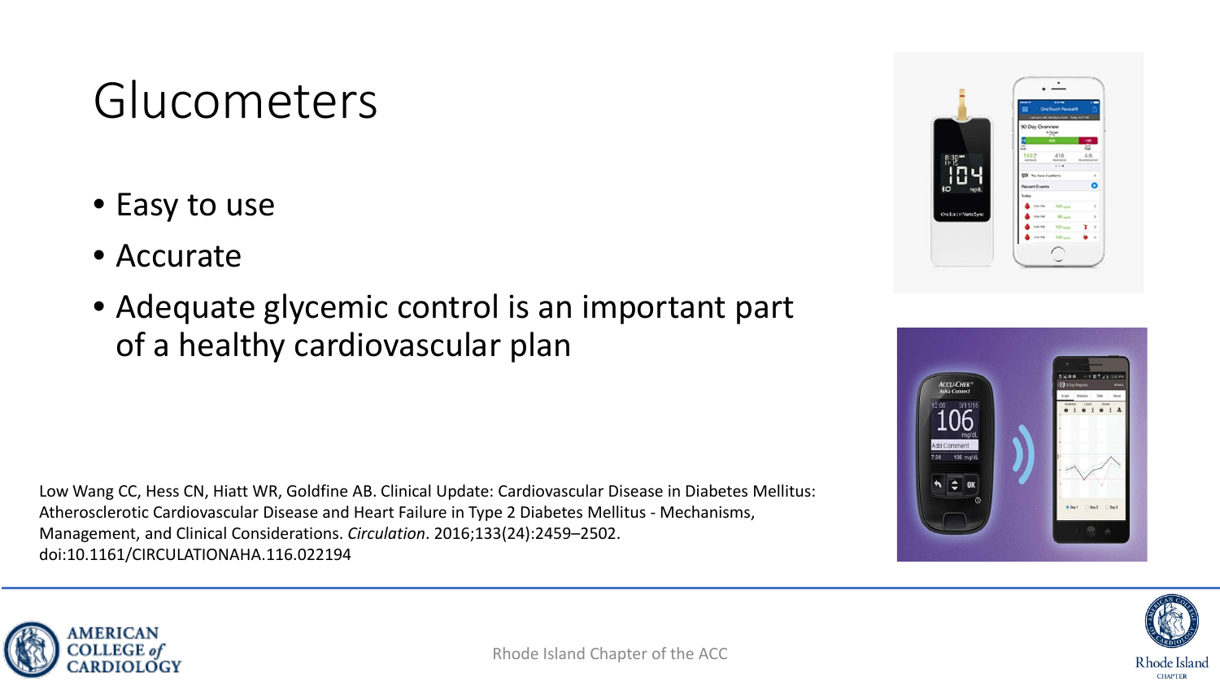# Glucometers

- Easy to use
- Accurate
- Adequate glycemic control is an important part of a healthy cardiovascular plan

Low Wang CC, Hess CN, Hiatt WR, Goldfine AB. Clinical Update: Cardiovascular Disease in Diabetes Mellitus: Atherosclerotic Cardiovascular Disease and Heart Failure in Type 2 Diabetes Mellitus - Mechanisms, Management, and Clinical Considerations. *Circulation*. 2016;133(24):2459–2502. doi:10.1161/CIRCULATIONAHA.116.022194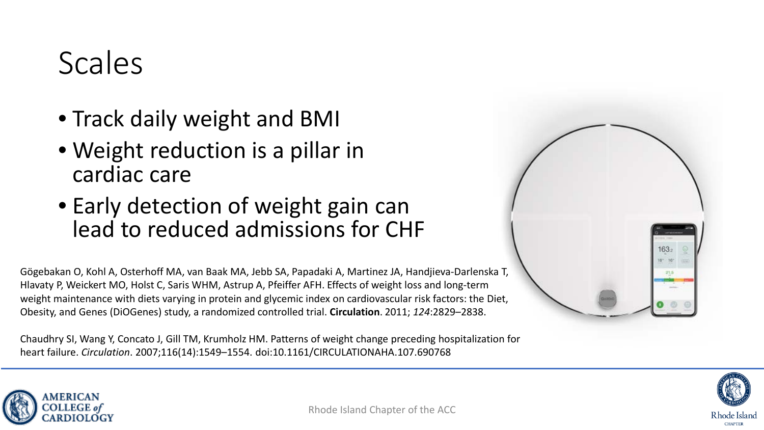# Scales

- Track daily weight and BMI
- Weight reduction is a pillar in cardiac care
- Early detection of weight gain can lead to reduced admissions for CHF

Gögebakan O, Kohl A, Osterhoff MA, van Baak MA, Jebb SA, Papadaki A, Martinez JA, Handjieva-Darlenska T, Hlavaty P, Weickert MO, Holst C, Saris WHM, Astrup A, Pfeiffer AFH. Effects of weight loss and long-term weight maintenance with diets varying in protein and glycemic index on cardiovascular risk factors: the Diet, Obesity, and Genes (DiOGenes) study, a randomized controlled trial. **Circulation**. 2011; *124*:2829–2838.

Chaudhry SI, Wang Y, Concato J, Gill TM, Krumholz HM. Patterns of weight change preceding hospitalization for heart failure. *Circulation*. 2007;116(14):1549–1554. doi:10.1161/CIRCULATIONAHA.107.690768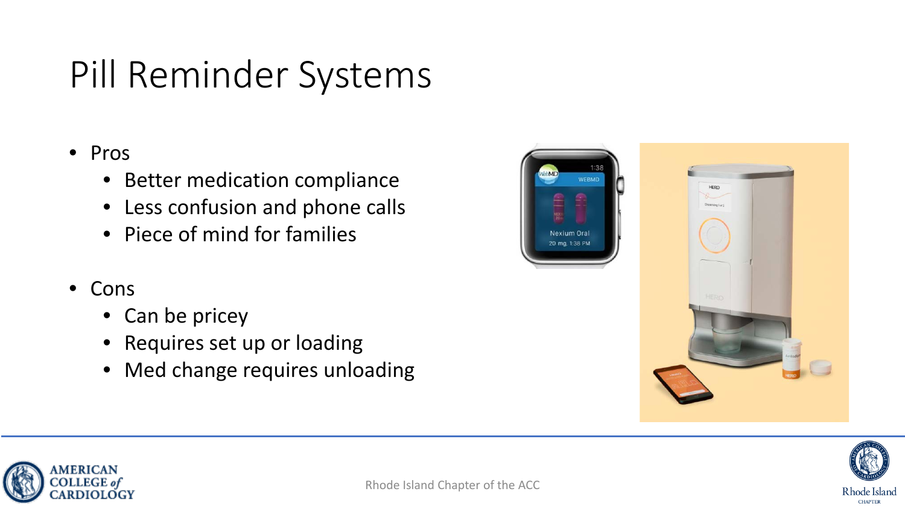# Pill Reminder Systems

- Pros
  - Better medication compliance
  - Less confusion and phone calls
  - Piece of mind for families
- Cons
  - Can be pricey
  - Requires set up or loading
  - Med change requires unloading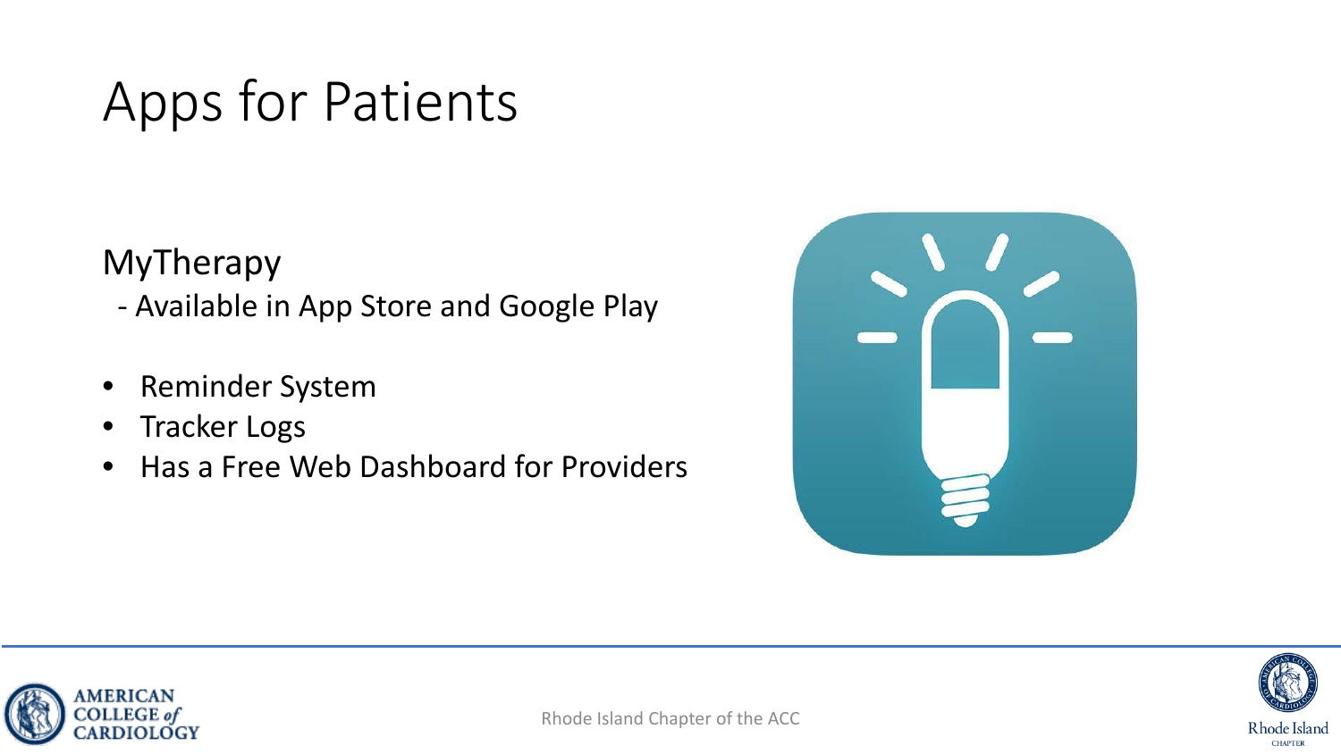# Apps for Patients

MyTherapy
- Available in App Store and Google Play

- Reminder System
- Tracker Logs
- Has a Free Web Dashboard for Providers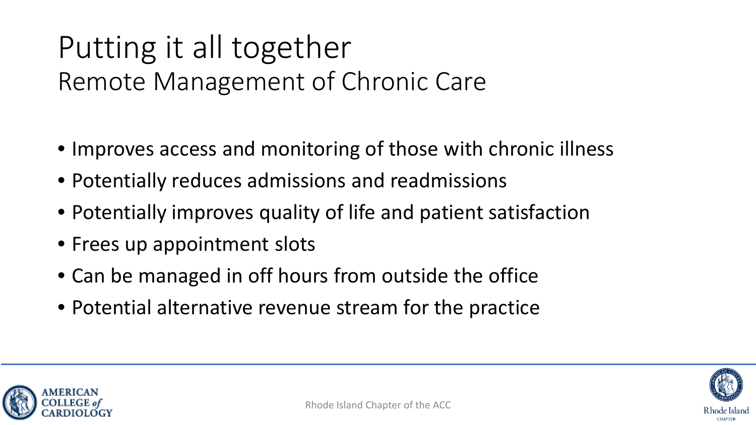# Putting it all together

## Remote Management of Chronic Care

- Improves access and monitoring of those with chronic illness
- Potentially reduces admissions and readmissions
- Potentially improves quality of life and patient satisfaction
- Frees up appointment slots
- Can be managed in off hours from outside the office
- Potential alternative revenue stream for the practice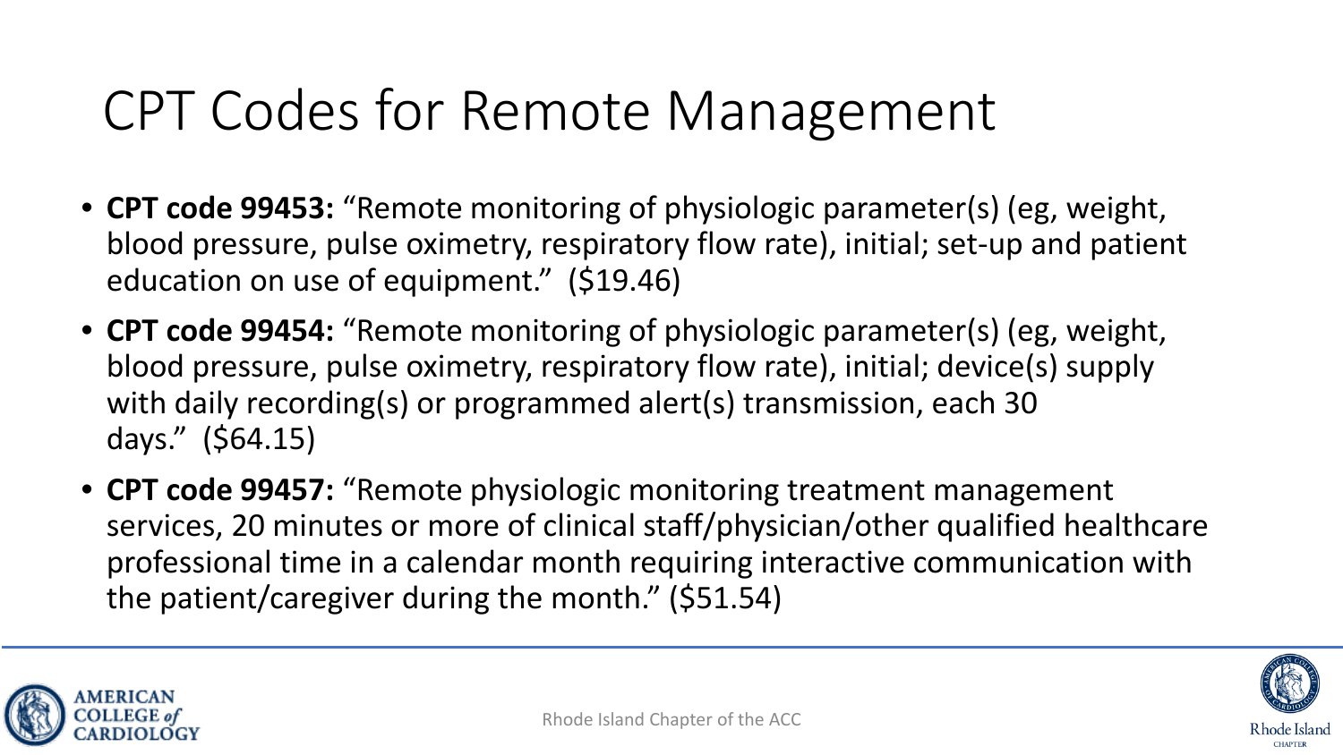# CPT Codes for Remote Management

- **CPT code 99453:** "Remote monitoring of physiologic parameter(s) (eg, weight, blood pressure, pulse oximetry, respiratory flow rate), initial; set-up and patient education on use of equipment." ($19.46)
- **CPT code 99454:** "Remote monitoring of physiologic parameter(s) (eg, weight, blood pressure, pulse oximetry, respiratory flow rate), initial; device(s) supply with daily recording(s) or programmed alert(s) transmission, each 30 days." ($64.15)
- **CPT code 99457:** "Remote physiologic monitoring treatment management services, 20 minutes or more of clinical staff/physician/other qualified healthcare professional time in a calendar month requiring interactive communication with the patient/caregiver during the month." ($51.54)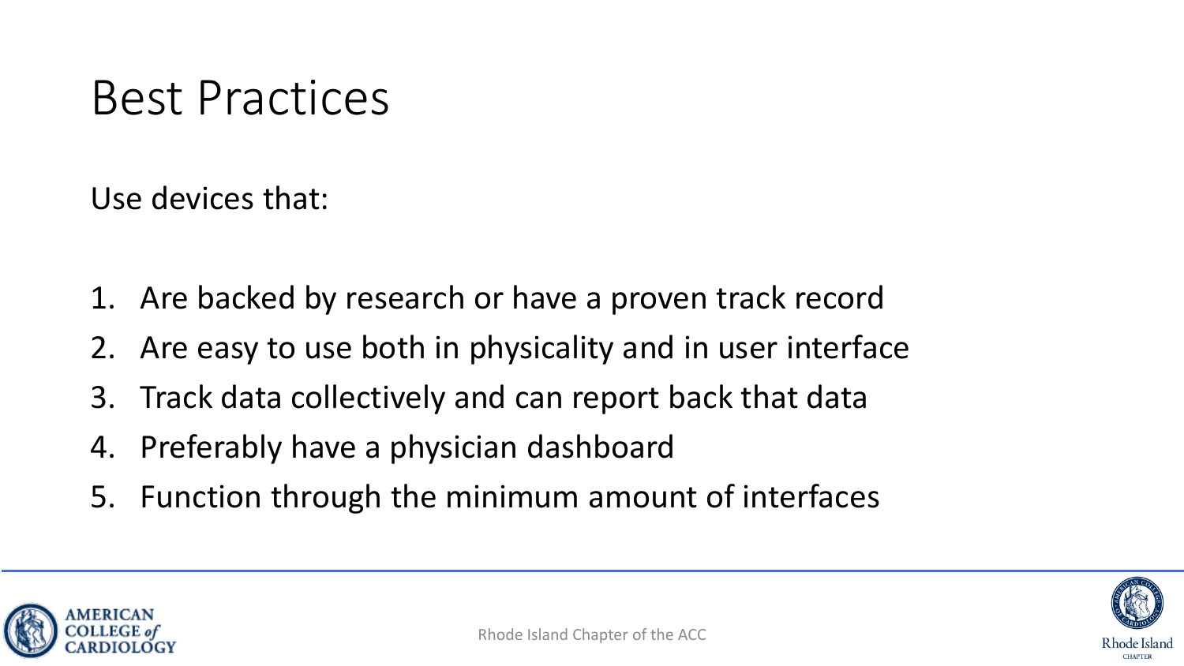# Best Practices

Use devices that:

1. Are backed by research or have a proven track record
2. Are easy to use both in physicality and in user interface
3. Track data collectively and can report back that data
4. Preferably have a physician dashboard
5. Function through the minimum amount of interfaces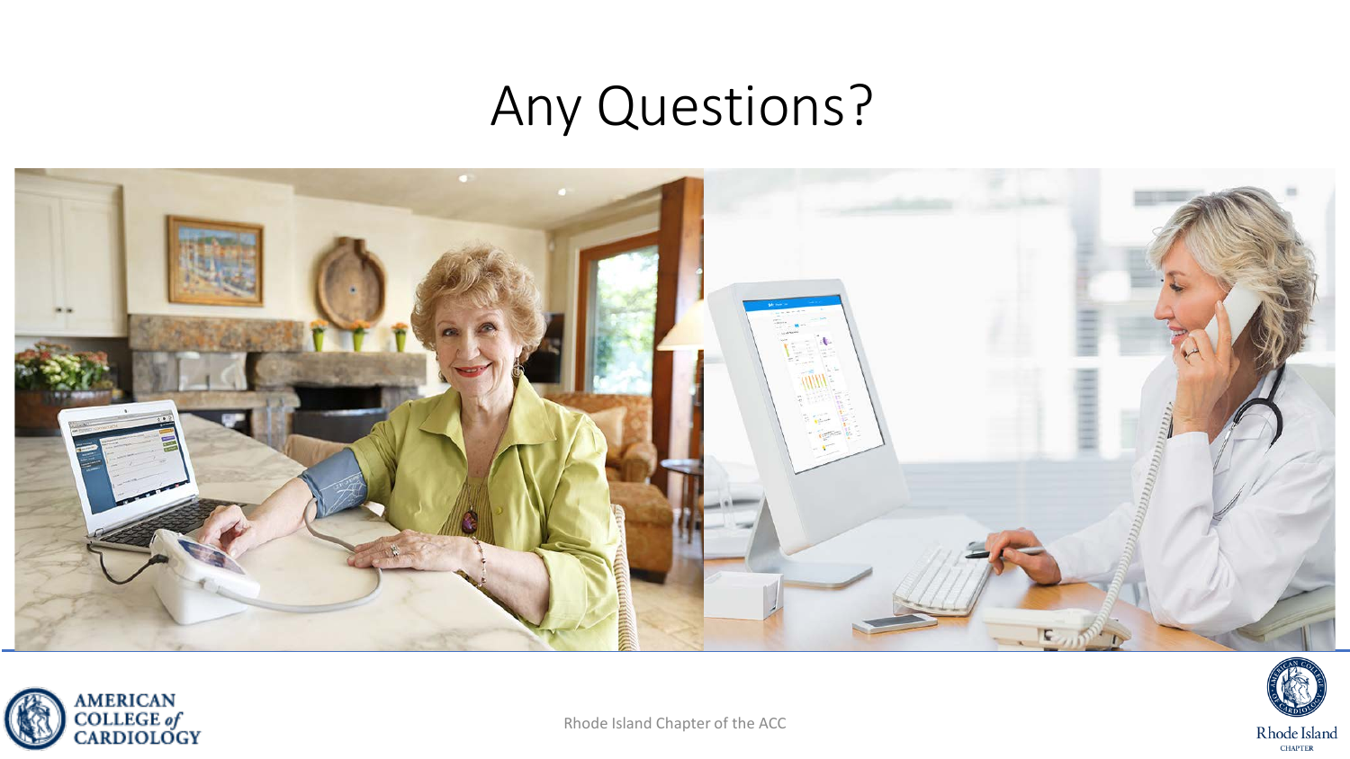# Any Questions?